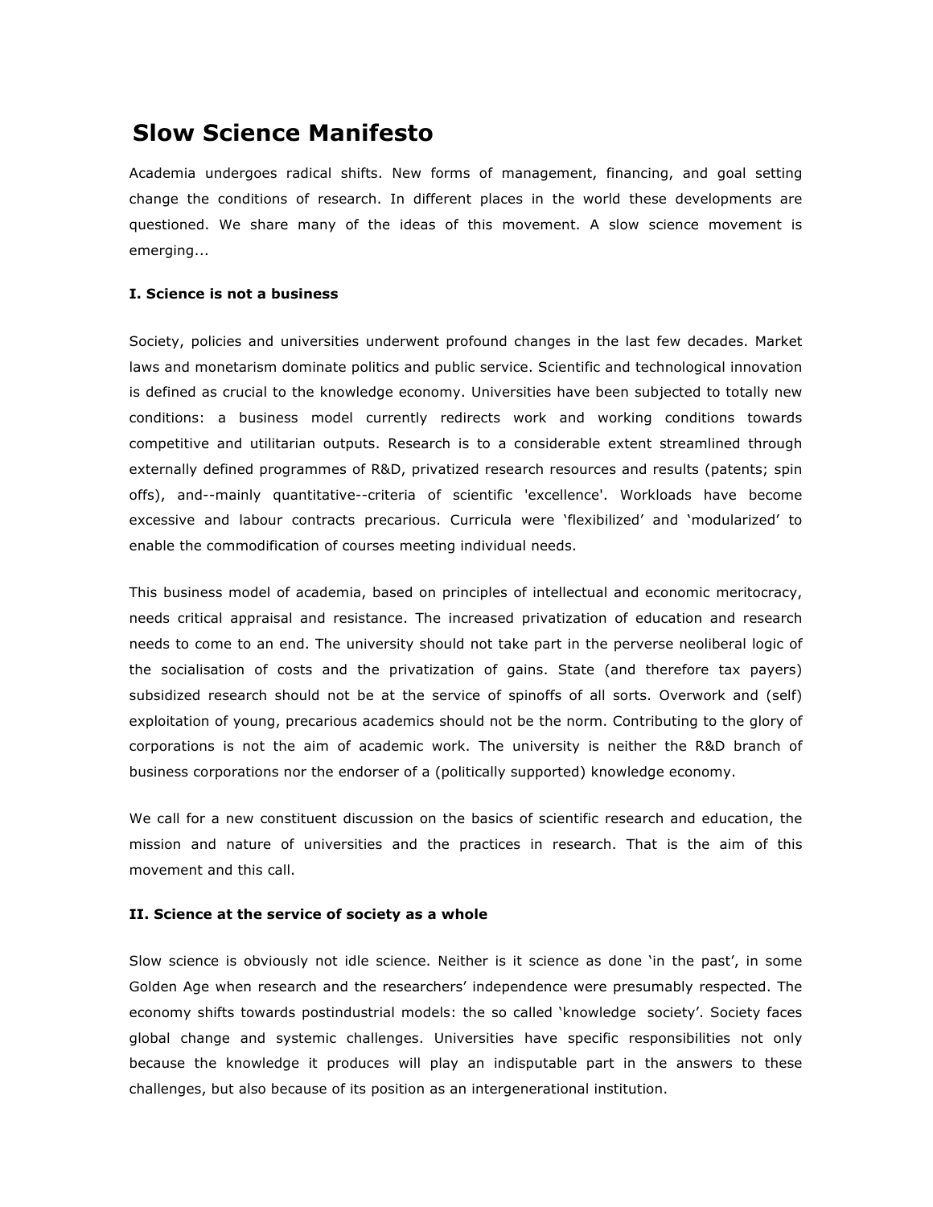# Slow Science Manifesto

Academia undergoes radical shifts. New forms of management, financing, and goal setting change the conditions of research. In different places in the world these developments are questioned. We share many of the ideas of this movement. A slow science movement is emerging...

**I. Science is not a business**

Society, policies and universities underwent profound changes in the last few decades. Market laws and monetarism dominate politics and public service. Scientific and technological innovation is defined as crucial to the knowledge economy. Universities have been subjected to totally new conditions: a business model currently redirects work and working conditions towards competitive and utilitarian outputs. Research is to a considerable extent streamlined through externally defined programmes of R&D, privatized research resources and results (patents; spin offs), and--mainly quantitative--criteria of scientific 'excellence'. Workloads have become excessive and labour contracts precarious. Curricula were ‘flexibilized’ and ‘modularized’ to enable the commodification of courses meeting individual needs.

This business model of academia, based on principles of intellectual and economic meritocracy, needs critical appraisal and resistance. The increased privatization of education and research needs to come to an end. The university should not take part in the perverse neoliberal logic of the socialisation of costs and the privatization of gains. State (and therefore tax payers) subsidized research should not be at the service of spinoffs of all sorts. Overwork and (self) exploitation of young, precarious academics should not be the norm. Contributing to the glory of corporations is not the aim of academic work. The university is neither the R&D branch of business corporations nor the endorser of a (politically supported) knowledge economy.

We call for a new constituent discussion on the basics of scientific research and education, the mission and nature of universities and the practices in research. That is the aim of this movement and this call.

**II. Science at the service of society as a whole**

Slow science is obviously not idle science. Neither is it science as done ‘in the past’, in some Golden Age when research and the researchers’ independence were presumably respected. The economy shifts towards postindustrial models: the so called ‘knowledge society’. Society faces global change and systemic challenges. Universities have specific responsibilities not only because the knowledge it produces will play an indisputable part in the answers to these challenges, but also because of its position as an intergenerational institution.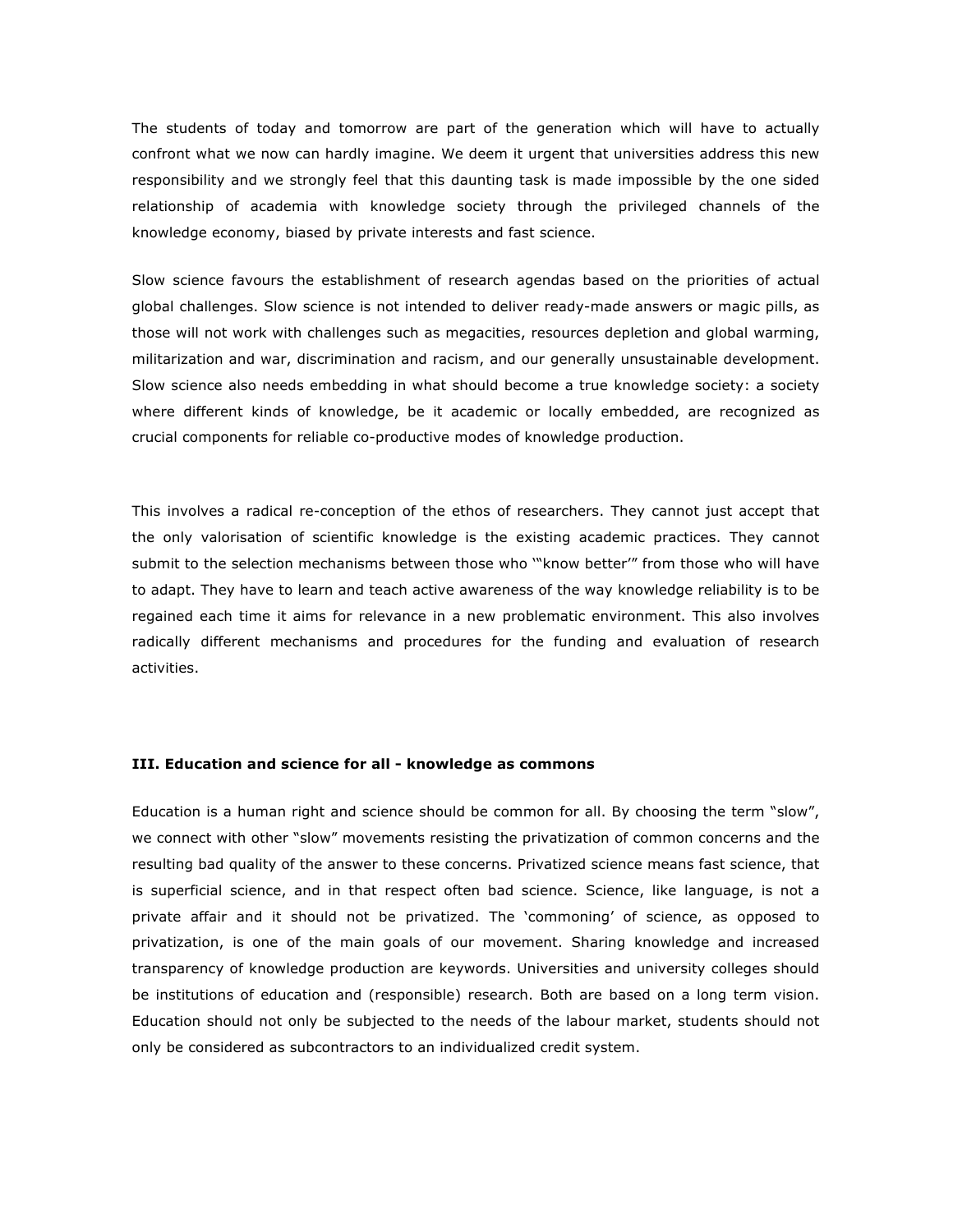The students of today and tomorrow are part of the generation which will have to actually confront what we now can hardly imagine. We deem it urgent that universities address this new responsibility and we strongly feel that this daunting task is made impossible by the one sided relationship of academia with knowledge society through the privileged channels of the knowledge economy, biased by private interests and fast science.

Slow science favours the establishment of research agendas based on the priorities of actual global challenges. Slow science is not intended to deliver ready-made answers or magic pills, as those will not work with challenges such as megacities, resources depletion and global warming, militarization and war, discrimination and racism, and our generally unsustainable development. Slow science also needs embedding in what should become a true knowledge society: a society where different kinds of knowledge, be it academic or locally embedded, are recognized as crucial components for reliable co-productive modes of knowledge production.

This involves a radical re-conception of the ethos of researchers. They cannot just accept that the only valorisation of scientific knowledge is the existing academic practices. They cannot submit to the selection mechanisms between those who '"know better'" from those who will have to adapt. They have to learn and teach active awareness of the way knowledge reliability is to be regained each time it aims for relevance in a new problematic environment. This also involves radically different mechanisms and procedures for the funding and evaluation of research activities.

### III. Education and science for all - knowledge as commons

Education is a human right and science should be common for all. By choosing the term "slow", we connect with other "slow" movements resisting the privatization of common concerns and the resulting bad quality of the answer to these concerns. Privatized science means fast science, that is superficial science, and in that respect often bad science. Science, like language, is not a private affair and it should not be privatized. The 'commoning' of science, as opposed to privatization, is one of the main goals of our movement. Sharing knowledge and increased transparency of knowledge production are keywords. Universities and university colleges should be institutions of education and (responsible) research. Both are based on a long term vision. Education should not only be subjected to the needs of the labour market, students should not only be considered as subcontractors to an individualized credit system.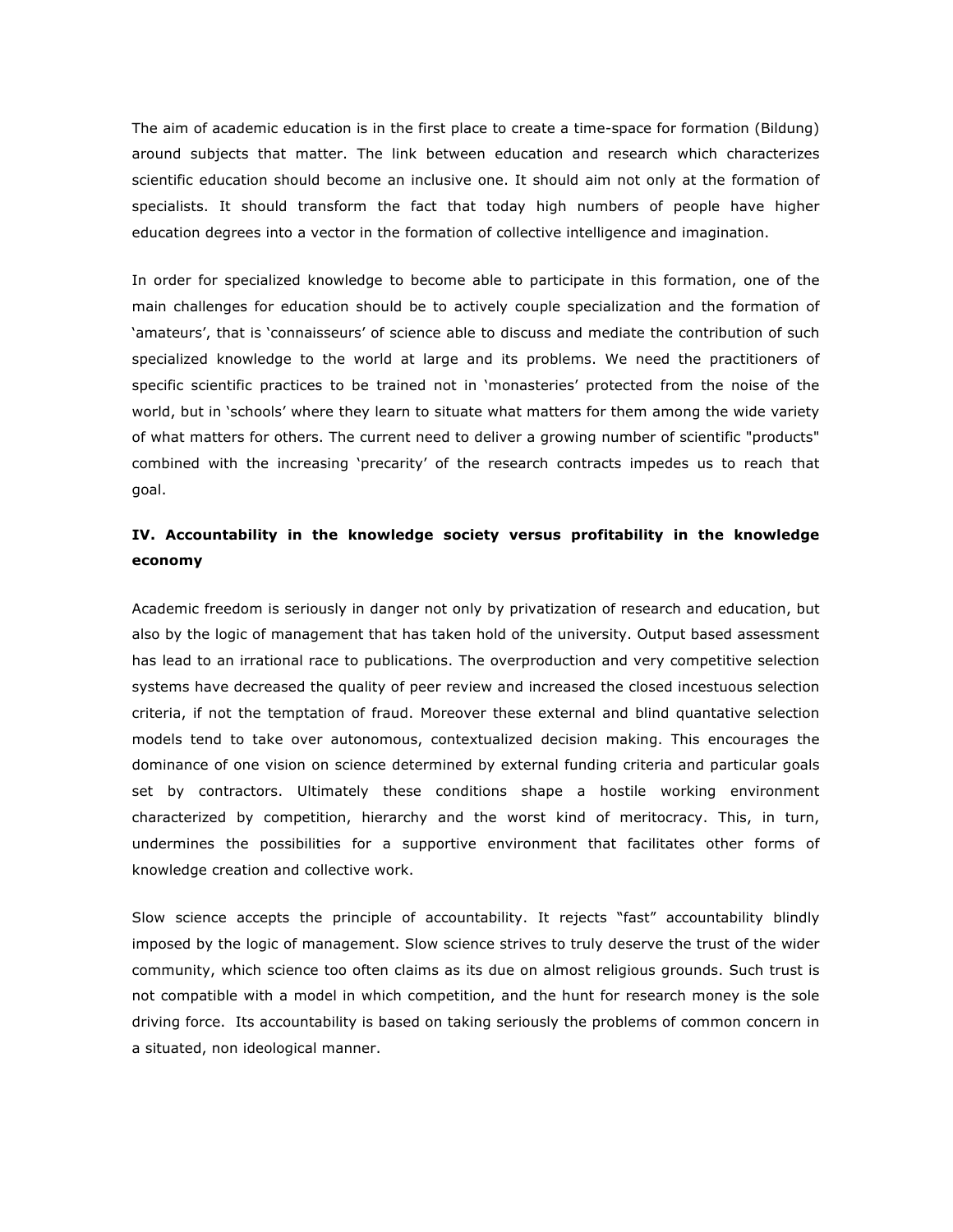The aim of academic education is in the first place to create a time-space for formation (Bildung) around subjects that matter. The link between education and research which characterizes scientific education should become an inclusive one. It should aim not only at the formation of specialists. It should transform the fact that today high numbers of people have higher education degrees into a vector in the formation of collective intelligence and imagination.

In order for specialized knowledge to become able to participate in this formation, one of the main challenges for education should be to actively couple specialization and the formation of 'amateurs', that is 'connaisseurs' of science able to discuss and mediate the contribution of such specialized knowledge to the world at large and its problems. We need the practitioners of specific scientific practices to be trained not in 'monasteries' protected from the noise of the world, but in 'schools' where they learn to situate what matters for them among the wide variety of what matters for others. The current need to deliver a growing number of scientific "products" combined with the increasing 'precarity' of the research contracts impedes us to reach that goal.

## IV. Accountability in the knowledge society versus profitability in the knowledge economy

Academic freedom is seriously in danger not only by privatization of research and education, but also by the logic of management that has taken hold of the university. Output based assessment has lead to an irrational race to publications. The overproduction and very competitive selection systems have decreased the quality of peer review and increased the closed incestuous selection criteria, if not the temptation of fraud. Moreover these external and blind quantative selection models tend to take over autonomous, contextualized decision making. This encourages the dominance of one vision on science determined by external funding criteria and particular goals set by contractors. Ultimately these conditions shape a hostile working environment characterized by competition, hierarchy and the worst kind of meritocracy. This, in turn, undermines the possibilities for a supportive environment that facilitates other forms of knowledge creation and collective work.

Slow science accepts the principle of accountability. It rejects "fast" accountability blindly imposed by the logic of management. Slow science strives to truly deserve the trust of the wider community, which science too often claims as its due on almost religious grounds. Such trust is not compatible with a model in which competition, and the hunt for research money is the sole driving force. Its accountability is based on taking seriously the problems of common concern in a situated, non ideological manner.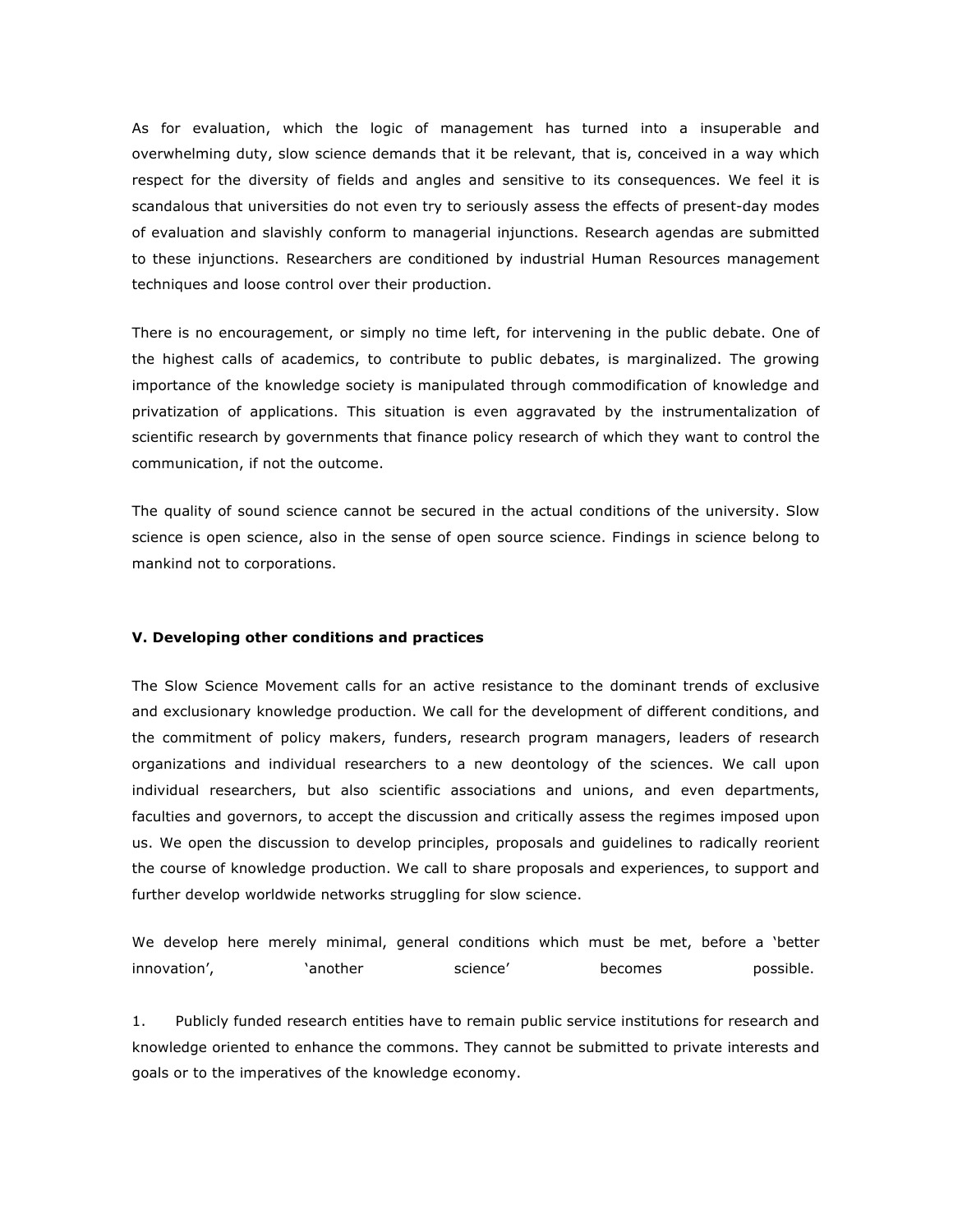As for evaluation, which the logic of management has turned into a insuperable and overwhelming duty, slow science demands that it be relevant, that is, conceived in a way which respect for the diversity of fields and angles and sensitive to its consequences. We feel it is scandalous that universities do not even try to seriously assess the effects of present-day modes of evaluation and slavishly conform to managerial injunctions. Research agendas are submitted to these injunctions. Researchers are conditioned by industrial Human Resources management techniques and loose control over their production.

There is no encouragement, or simply no time left, for intervening in the public debate. One of the highest calls of academics, to contribute to public debates, is marginalized. The growing importance of the knowledge society is manipulated through commodification of knowledge and privatization of applications. This situation is even aggravated by the instrumentalization of scientific research by governments that finance policy research of which they want to control the communication, if not the outcome.

The quality of sound science cannot be secured in the actual conditions of the university. Slow science is open science, also in the sense of open source science. Findings in science belong to mankind not to corporations.

### V. Developing other conditions and practices

The Slow Science Movement calls for an active resistance to the dominant trends of exclusive and exclusionary knowledge production. We call for the development of different conditions, and the commitment of policy makers, funders, research program managers, leaders of research organizations and individual researchers to a new deontology of the sciences. We call upon individual researchers, but also scientific associations and unions, and even departments, faculties and governors, to accept the discussion and critically assess the regimes imposed upon us. We open the discussion to develop principles, proposals and guidelines to radically reorient the course of knowledge production. We call to share proposals and experiences, to support and further develop worldwide networks struggling for slow science.

We develop here merely minimal, general conditions which must be met, before a 'better innovation', 'another science' becomes possible.

1. Publicly funded research entities have to remain public service institutions for research and knowledge oriented to enhance the commons. They cannot be submitted to private interests and goals or to the imperatives of the knowledge economy.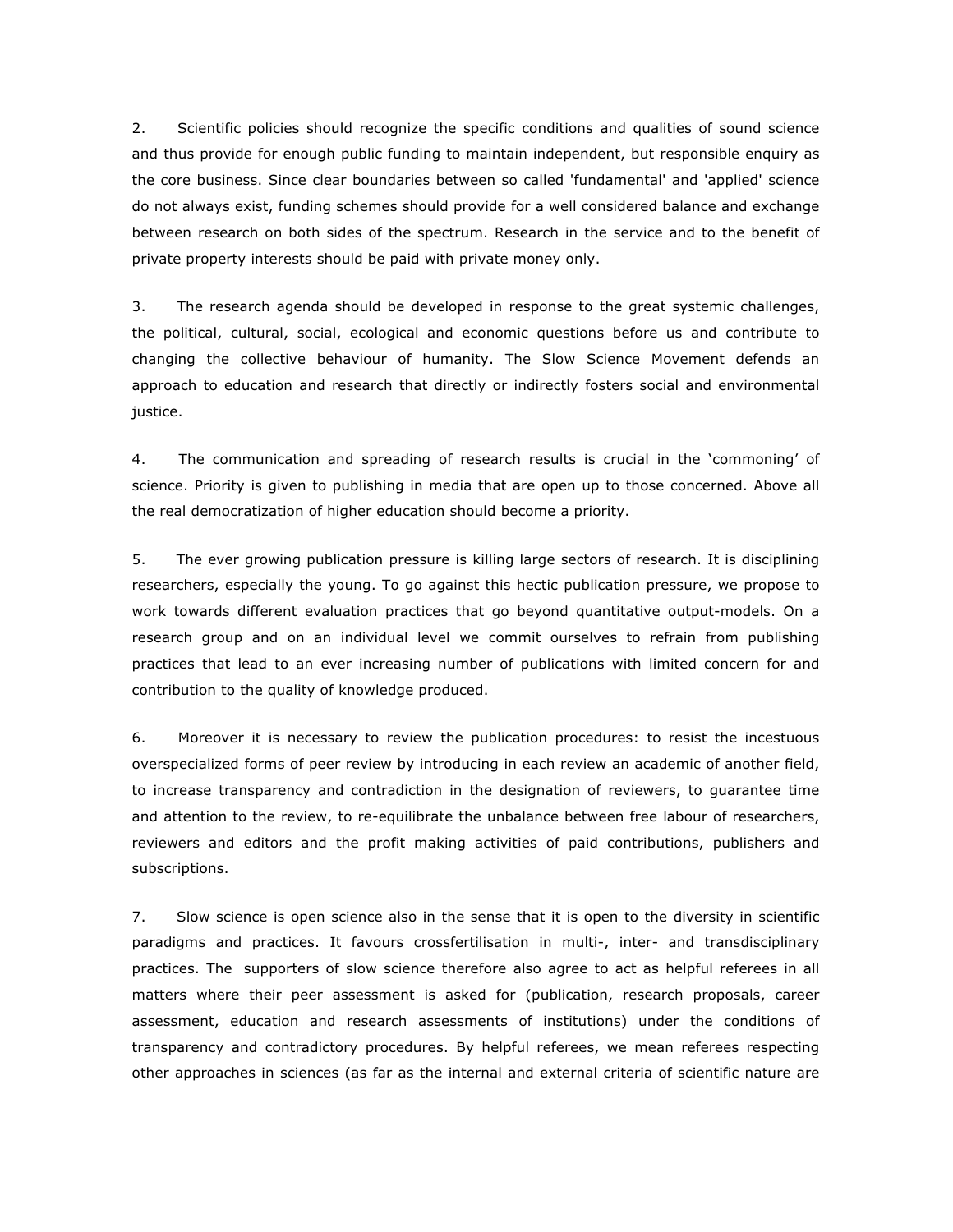2. Scientific policies should recognize the specific conditions and qualities of sound science and thus provide for enough public funding to maintain independent, but responsible enquiry as the core business. Since clear boundaries between so called 'fundamental' and 'applied' science do not always exist, funding schemes should provide for a well considered balance and exchange between research on both sides of the spectrum. Research in the service and to the benefit of private property interests should be paid with private money only.

3. The research agenda should be developed in response to the great systemic challenges, the political, cultural, social, ecological and economic questions before us and contribute to changing the collective behaviour of humanity. The Slow Science Movement defends an approach to education and research that directly or indirectly fosters social and environmental justice.

4. The communication and spreading of research results is crucial in the 'commoning' of science. Priority is given to publishing in media that are open up to those concerned. Above all the real democratization of higher education should become a priority.

5. The ever growing publication pressure is killing large sectors of research. It is disciplining researchers, especially the young. To go against this hectic publication pressure, we propose to work towards different evaluation practices that go beyond quantitative output-models. On a research group and on an individual level we commit ourselves to refrain from publishing practices that lead to an ever increasing number of publications with limited concern for and contribution to the quality of knowledge produced.

6. Moreover it is necessary to review the publication procedures: to resist the incestuous overspecialized forms of peer review by introducing in each review an academic of another field, to increase transparency and contradiction in the designation of reviewers, to guarantee time and attention to the review, to re-equilibrate the unbalance between free labour of researchers, reviewers and editors and the profit making activities of paid contributions, publishers and subscriptions.

7. Slow science is open science also in the sense that it is open to the diversity in scientific paradigms and practices. It favours crossfertilisation in multi-, inter- and transdisciplinary practices. The supporters of slow science therefore also agree to act as helpful referees in all matters where their peer assessment is asked for (publication, research proposals, career assessment, education and research assessments of institutions) under the conditions of transparency and contradictory procedures. By helpful referees, we mean referees respecting other approaches in sciences (as far as the internal and external criteria of scientific nature are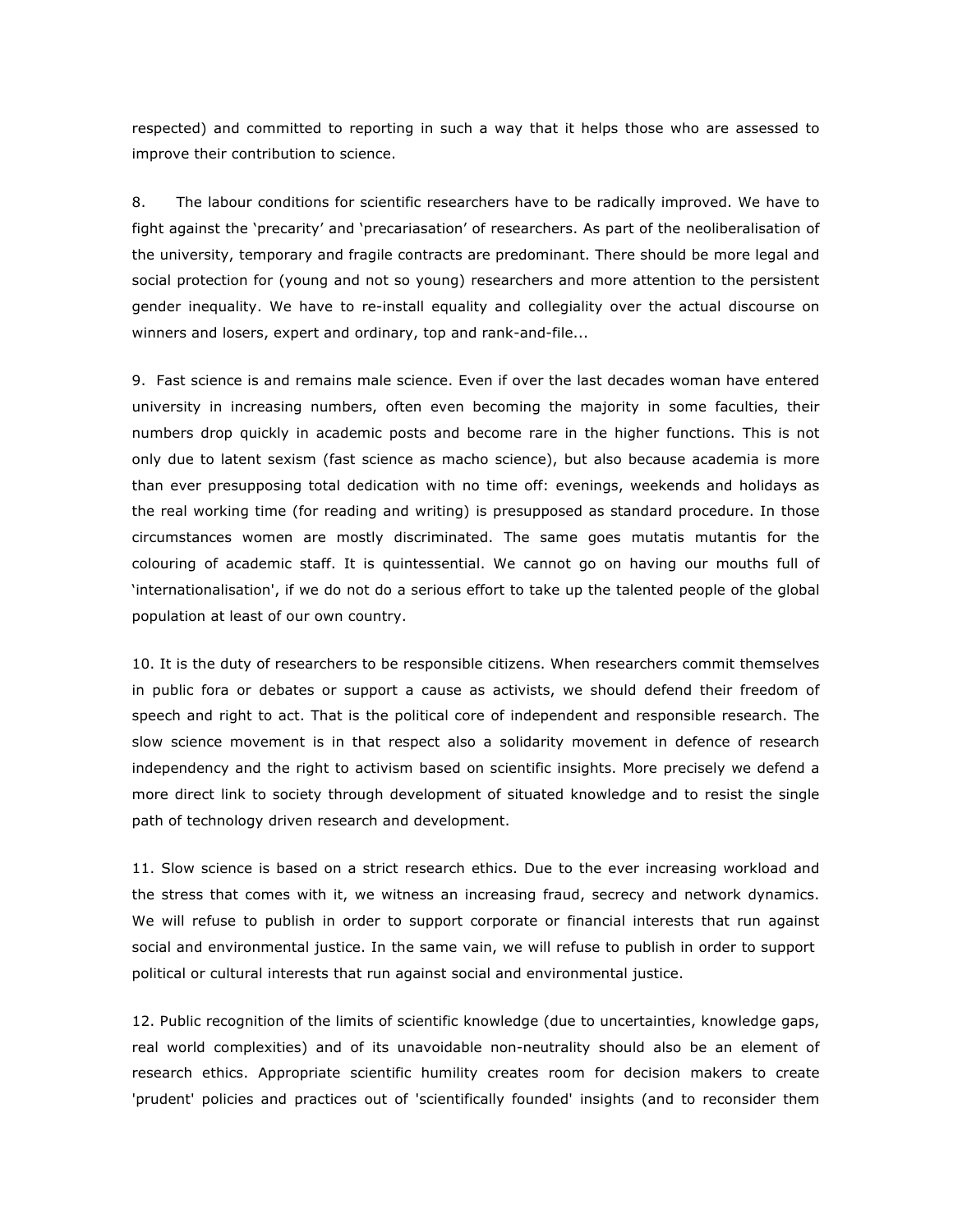respected) and committed to reporting in such a way that it helps those who are assessed to improve their contribution to science.

8. The labour conditions for scientific researchers have to be radically improved. We have to fight against the 'precarity' and 'precariasation' of researchers. As part of the neoliberalisation of the university, temporary and fragile contracts are predominant. There should be more legal and social protection for (young and not so young) researchers and more attention to the persistent gender inequality. We have to re-install equality and collegiality over the actual discourse on winners and losers, expert and ordinary, top and rank-and-file...

9. Fast science is and remains male science. Even if over the last decades woman have entered university in increasing numbers, often even becoming the majority in some faculties, their numbers drop quickly in academic posts and become rare in the higher functions. This is not only due to latent sexism (fast science as macho science), but also because academia is more than ever presupposing total dedication with no time off: evenings, weekends and holidays as the real working time (for reading and writing) is presupposed as standard procedure. In those circumstances women are mostly discriminated. The same goes mutatis mutantis for the colouring of academic staff. It is quintessential. We cannot go on having our mouths full of 'internationalisation', if we do not do a serious effort to take up the talented people of the global population at least of our own country.

10. It is the duty of researchers to be responsible citizens. When researchers commit themselves in public fora or debates or support a cause as activists, we should defend their freedom of speech and right to act. That is the political core of independent and responsible research. The slow science movement is in that respect also a solidarity movement in defence of research independency and the right to activism based on scientific insights. More precisely we defend a more direct link to society through development of situated knowledge and to resist the single path of technology driven research and development.

11. Slow science is based on a strict research ethics. Due to the ever increasing workload and the stress that comes with it, we witness an increasing fraud, secrecy and network dynamics. We will refuse to publish in order to support corporate or financial interests that run against social and environmental justice. In the same vain, we will refuse to publish in order to support political or cultural interests that run against social and environmental justice.

12. Public recognition of the limits of scientific knowledge (due to uncertainties, knowledge gaps, real world complexities) and of its unavoidable non-neutrality should also be an element of research ethics. Appropriate scientific humility creates room for decision makers to create 'prudent' policies and practices out of 'scientifically founded' insights (and to reconsider them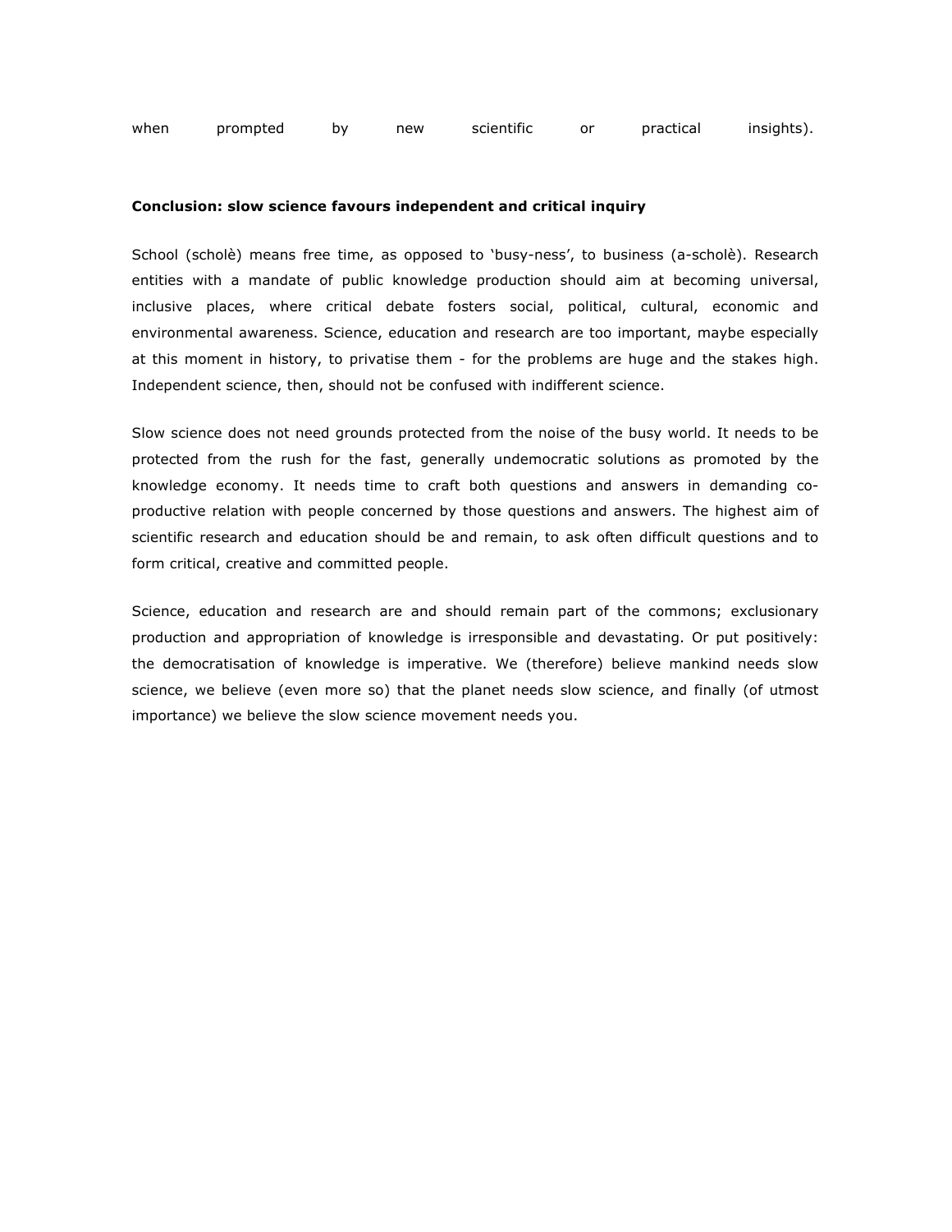when prompted by new scientific or practical insights).

**Conclusion: slow science favours independent and critical inquiry**

School (scholè) means free time, as opposed to 'busy-ness', to business (a-scholè). Research entities with a mandate of public knowledge production should aim at becoming universal, inclusive places, where critical debate fosters social, political, cultural, economic and environmental awareness. Science, education and research are too important, maybe especially at this moment in history, to privatise them - for the problems are huge and the stakes high. Independent science, then, should not be confused with indifferent science.

Slow science does not need grounds protected from the noise of the busy world. It needs to be protected from the rush for the fast, generally undemocratic solutions as promoted by the knowledge economy. It needs time to craft both questions and answers in demanding co-productive relation with people concerned by those questions and answers. The highest aim of scientific research and education should be and remain, to ask often difficult questions and to form critical, creative and committed people.

Science, education and research are and should remain part of the commons; exclusionary production and appropriation of knowledge is irresponsible and devastating. Or put positively: the democratisation of knowledge is imperative. We (therefore) believe mankind needs slow science, we believe (even more so) that the planet needs slow science, and finally (of utmost importance) we believe the slow science movement needs you.